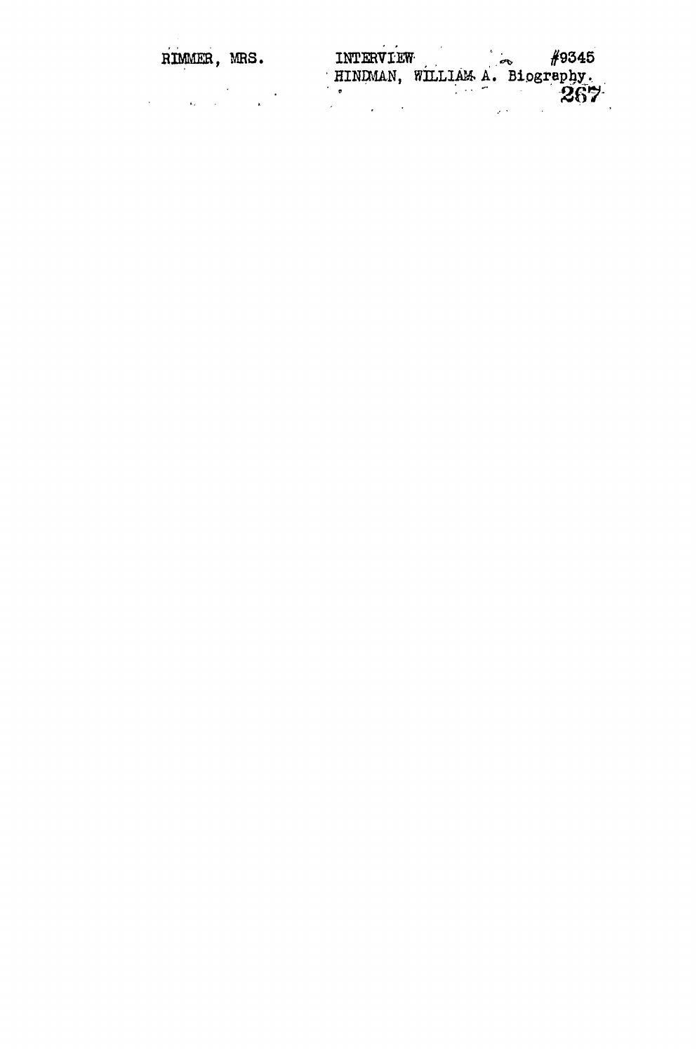RIMMER, MRS. INTERVIEW #9345

HINDMAN, WILLIAM A. Biography.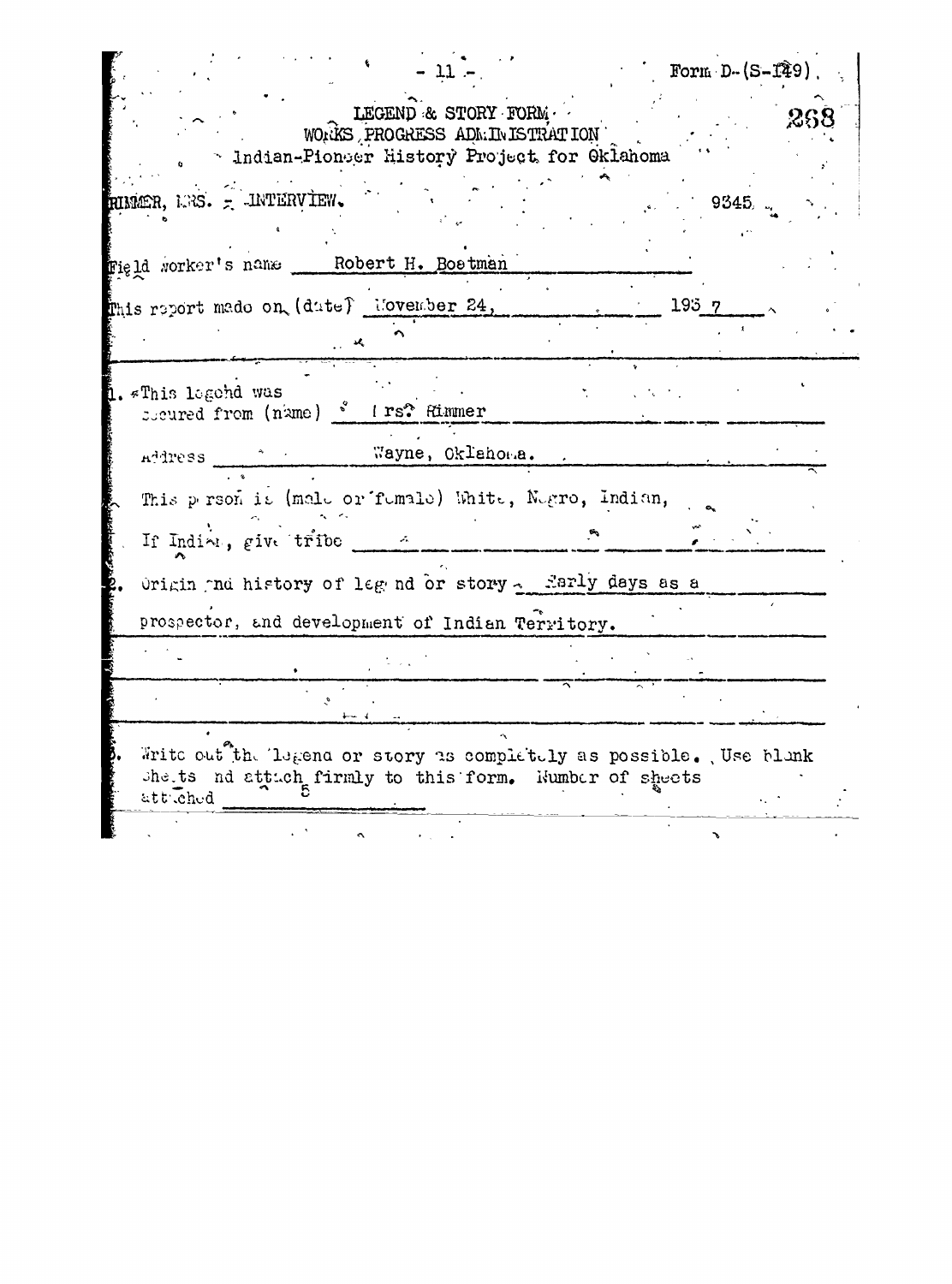Form D-(S-149)

LEGEND & STORY FORM
WORKS PROGRESS ADMINISTRATION
Indian-Pioneer History Project for Oklahoma

268

RIMMER, MRS. - INTERVIEW. 9345

Field worker's name Robert H. Boatman

This report made on (date) November 24, 1937

1. This legend was secured from (name) Mrs. Rimmer

Address Wayne, Oklahoma.

This person is (male or female) White, Negro, Indian,

If Indian, give tribe

2. Origin and history of legend or story - Early days as a prospector, and development of Indian Territory.

3. Write out the legend or story as completely as possible. Use blank sheets and attach firmly to this form. Number of sheets attached 5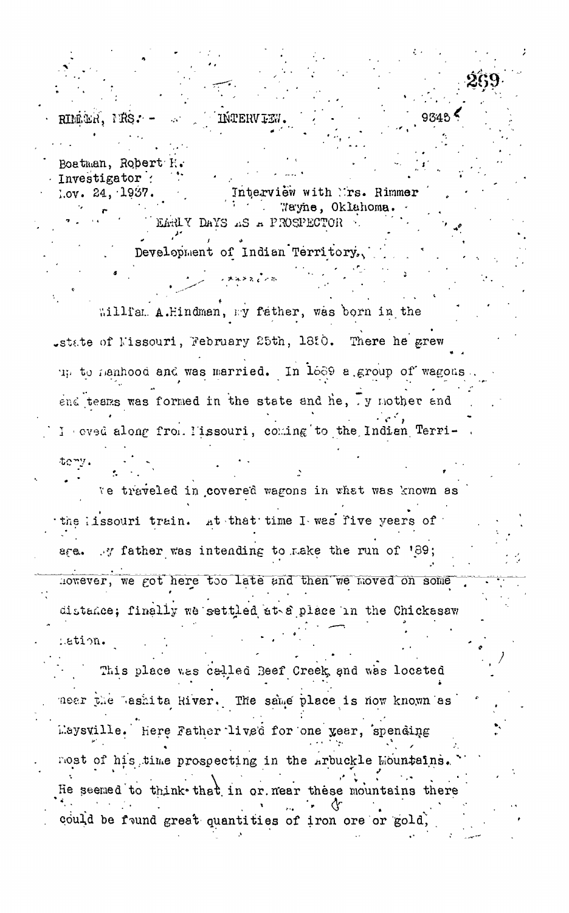RIMMER, MRS. - INTERVIEW. 9345

Boatman, Robert H.
Investigator
Nov. 24, 1937.

Interview with Mrs. Rimmer
Wayne, Oklahoma.

EARLY DAYS AS A PROSPECTOR

Development of Indian Territory.

\*\*\*\*\*\*

William A.Hindman, my father, was born in the state of Missouri, February 25th, 1850. There he grew up to manhood and was married. In 1889 a group of wagons and teams was formed in the state and he, my mother and I moved along from Missouri, coming to the Indian Territory.

We traveled in covered wagons in what was known as the Missouri train. At that time I was five years of age. My father was intending to make the run of '89; however, we got here too late and then we moved on some distance; finally we settled at a place in the Chickasaw Nation.

This place was called Beef Creek and was located near the Washita River. The same place is now known as Maysville. Here Father lived for one year, spending most of his time prospecting in the Arbuckle Mountains. He seemed to think that in or near these mountains there could be found great quantities of iron ore or gold,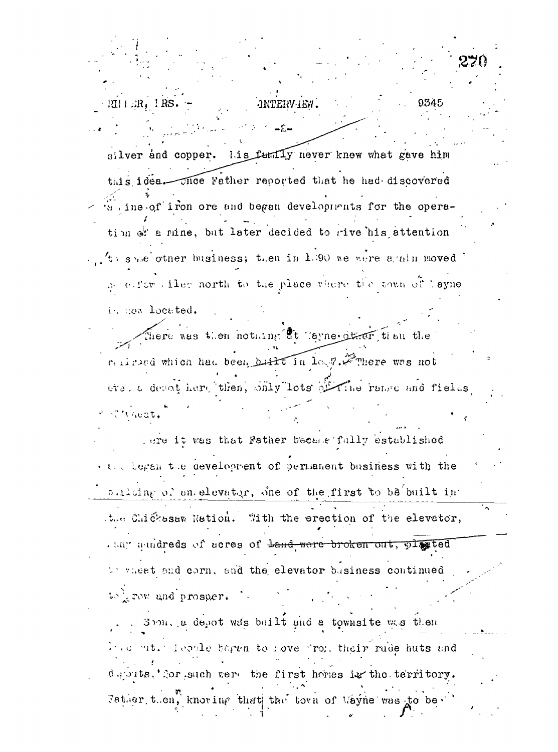silver and copper. His family never knew what gave him this idea. Once Father reported that he had discovered a mine of iron ore and began developments for the operation of a mine, but later decided to give his attention to some other business; then in 1890 we were again moved a few miles north to the place where the town of Wayne is now located.

There was then nothing at Wayne other than the railroad which had been built in 1887. There was not even a depot here then, only lots of fine range and fields of wheat.

Here it was that Father became fully established and began the development of permanent business with the building of an elevator, one of the first to be built in the Chickasaw Nation. With the erection of the elevator, many hundreds of acres of land were broken out, planted to wheat and corn, and the elevator business continued to grow and prosper.

Soon, a depot was built and a townsite was then laid out. People began to move from their rude huts and dugouts, for such were the first homes in the territory. Father then, knowing that the town of Wayne was to be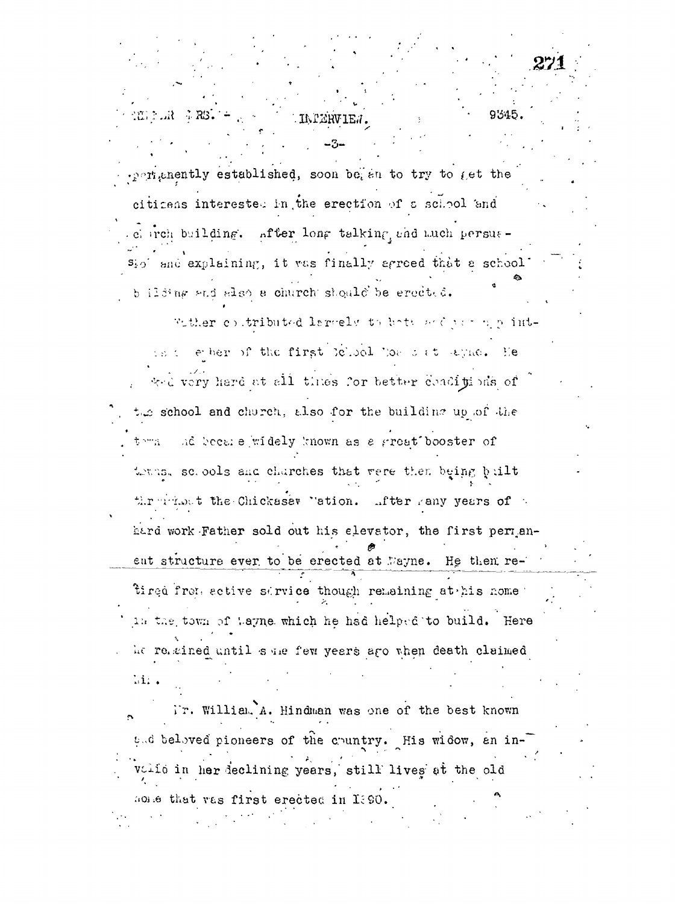permanently established, soon began to try to get the citizens interested in the erection of a school and church building. After long talking and much persuasion and explaining, it was finally agreed that a school building and also a church should be erected.

Father contributed largely to both and was an interested member of the first School board at Wayne. He worked very hard at all times for better conditions of the school and church, also for the building up of the town and became widely known as a great booster of towns, schools and churches that were then being built throughout the Chickasaw Nation. After many years of hard work Father sold out his elevator, the first permanent structure ever to be erected at Wayne. He then retired from active service though remaining at his home in the town of Wayne which he had helped to build. Here he remained until some few years ago when death claimed him.

Mr. William A. Hindman was one of the best known and beloved pioneers of the country. His widow, an invalid in her declining years, still lives at the old home that was first erected in 1890.